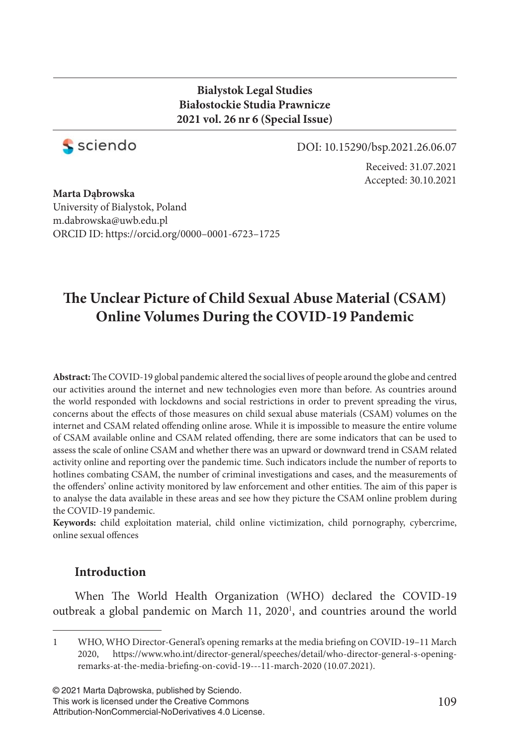**Bialystok Legal Studies**
**Białostockie Studia Prawnicze**
**2021 vol. 26 nr 6 (Special Issue)**

sciendo

DOI: 10.15290/bsp.2021.26.06.07

Received: 31.07.2021
Accepted: 30.10.2021

**Marta Dąbrowska**
University of Bialystok, Poland
m.dabrowska@uwb.edu.pl
ORCID ID: https://orcid.org/0000–0001-6723–1725

# The Unclear Picture of Child Sexual Abuse Material (CSAM) Online Volumes During the COVID-19 Pandemic

**Abstract:** The COVID-19 global pandemic altered the social lives of people around the globe and centred our activities around the internet and new technologies even more than before. As countries around the world responded with lockdowns and social restrictions in order to prevent spreading the virus, concerns about the effects of those measures on child sexual abuse materials (CSAM) volumes on the internet and CSAM related offending online arose. While it is impossible to measure the entire volume of CSAM available online and CSAM related offending, there are some indicators that can be used to assess the scale of online CSAM and whether there was an upward or downward trend in CSAM related activity online and reporting over the pandemic time. Such indicators include the number of reports to hotlines combating CSAM, the number of criminal investigations and cases, and the measurements of the offenders' online activity monitored by law enforcement and other entities. The aim of this paper is to analyse the data available in these areas and see how they picture the CSAM online problem during the COVID-19 pandemic.

**Keywords:** child exploitation material, child online victimization, child pornography, cybercrime, online sexual offences

## Introduction

When The World Health Organization (WHO) declared the COVID-19 outbreak a global pandemic on March 11, 2020[1], and countries around the world

---

1 WHO, WHO Director-General's opening remarks at the media briefing on COVID-19–11 March 2020, https://www.who.int/director-general/speeches/detail/who-director-general-s-opening-remarks-at-the-media-briefing-on-covid-19---11-march-2020 (10.07.2021).

© 2021 Marta Dąbrowska, published by Sciendo.
This work is licensed under the Creative Commons Attribution-NonCommercial-NoDerivatives 4.0 License.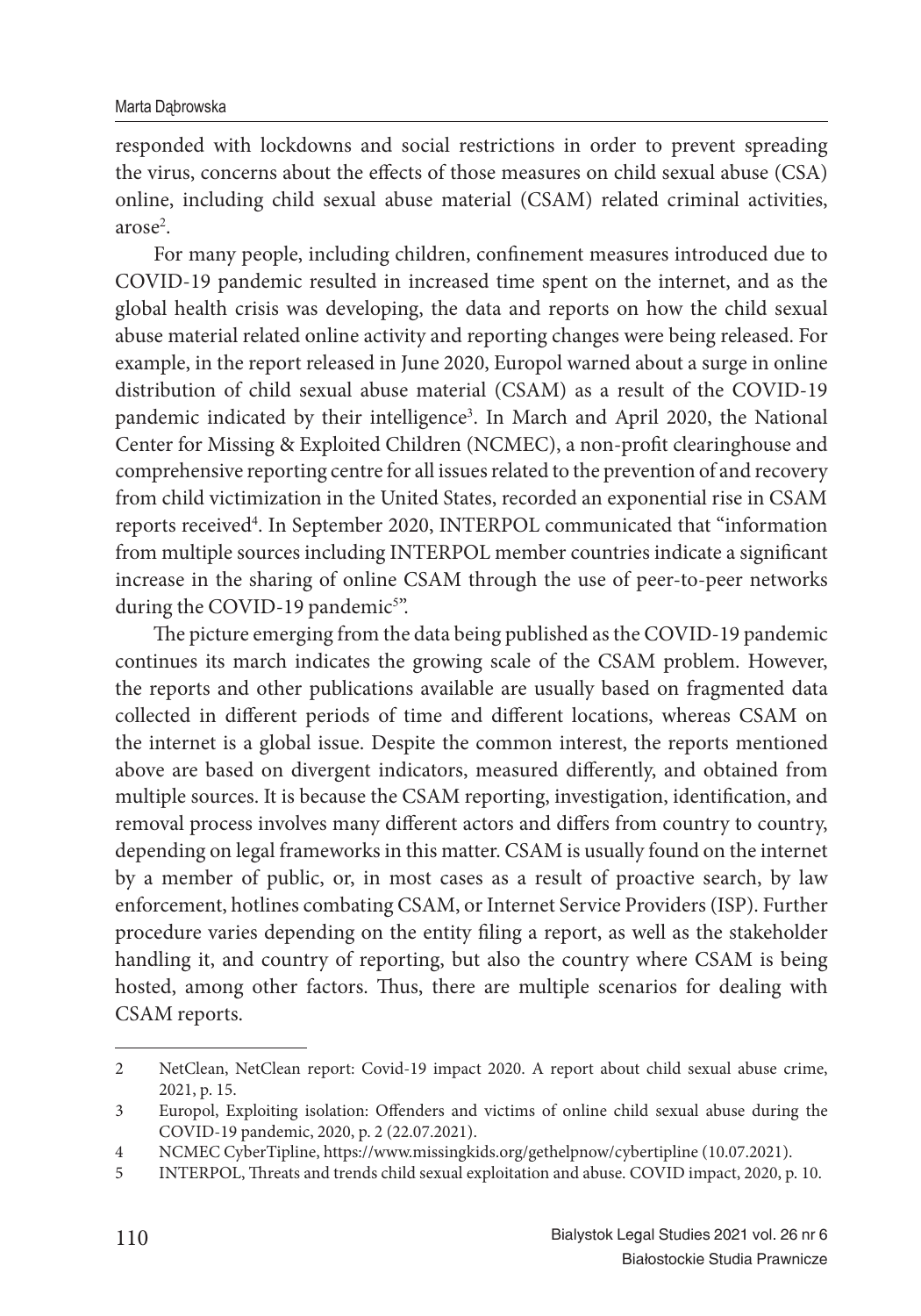responded with lockdowns and social restrictions in order to prevent spreading the virus, concerns about the effects of those measures on child sexual abuse (CSA) online, including child sexual abuse material (CSAM) related criminal activities, arose[2].

For many people, including children, confinement measures introduced due to COVID-19 pandemic resulted in increased time spent on the internet, and as the global health crisis was developing, the data and reports on how the child sexual abuse material related online activity and reporting changes were being released. For example, in the report released in June 2020, Europol warned about a surge in online distribution of child sexual abuse material (CSAM) as a result of the COVID-19 pandemic indicated by their intelligence[3]. In March and April 2020, the National Center for Missing & Exploited Children (NCMEC), a non-profit clearinghouse and comprehensive reporting centre for all issues related to the prevention of and recovery from child victimization in the United States, recorded an exponential rise in CSAM reports received[4]. In September 2020, INTERPOL communicated that "information from multiple sources including INTERPOL member countries indicate a significant increase in the sharing of online CSAM through the use of peer-to-peer networks during the COVID-19 pandemic[5]".

The picture emerging from the data being published as the COVID-19 pandemic continues its march indicates the growing scale of the CSAM problem. However, the reports and other publications available are usually based on fragmented data collected in different periods of time and different locations, whereas CSAM on the internet is a global issue. Despite the common interest, the reports mentioned above are based on divergent indicators, measured differently, and obtained from multiple sources. It is because the CSAM reporting, investigation, identification, and removal process involves many different actors and differs from country to country, depending on legal frameworks in this matter. CSAM is usually found on the internet by a member of public, or, in most cases as a result of proactive search, by law enforcement, hotlines combating CSAM, or Internet Service Providers (ISP). Further procedure varies depending on the entity filing a report, as well as the stakeholder handling it, and country of reporting, but also the country where CSAM is being hosted, among other factors. Thus, there are multiple scenarios for dealing with CSAM reports.

---

2 NetClean, NetClean report: Covid-19 impact 2020. A report about child sexual abuse crime, 2021, p. 15.

3 Europol, Exploiting isolation: Offenders and victims of online child sexual abuse during the COVID-19 pandemic, 2020, p. 2 (22.07.2021).

4 NCMEC CyberTipline, https://www.missingkids.org/gethelpnow/cybertipline (10.07.2021).

5 INTERPOL, Threats and trends child sexual exploitation and abuse. COVID impact, 2020, p. 10.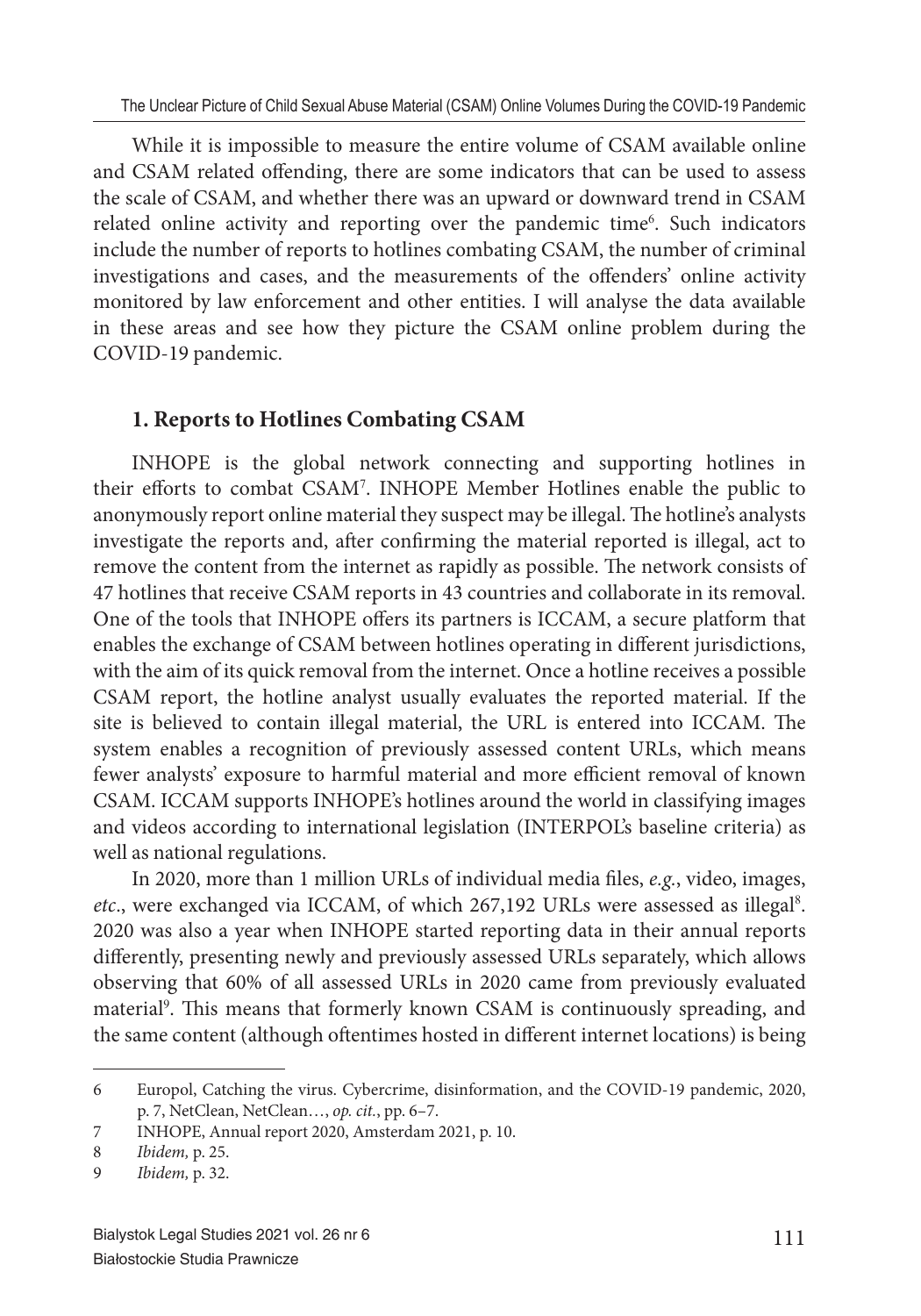While it is impossible to measure the entire volume of CSAM available online and CSAM related offending, there are some indicators that can be used to assess the scale of CSAM, and whether there was an upward or downward trend in CSAM related online activity and reporting over the pandemic time[6]. Such indicators include the number of reports to hotlines combating CSAM, the number of criminal investigations and cases, and the measurements of the offenders' online activity monitored by law enforcement and other entities. I will analyse the data available in these areas and see how they picture the CSAM online problem during the COVID-19 pandemic.

## 1. Reports to Hotlines Combating CSAM

INHOPE is the global network connecting and supporting hotlines in their efforts to combat CSAM[7]. INHOPE Member Hotlines enable the public to anonymously report online material they suspect may be illegal. The hotline's analysts investigate the reports and, after confirming the material reported is illegal, act to remove the content from the internet as rapidly as possible. The network consists of 47 hotlines that receive CSAM reports in 43 countries and collaborate in its removal. One of the tools that INHOPE offers its partners is ICCAM, a secure platform that enables the exchange of CSAM between hotlines operating in different jurisdictions, with the aim of its quick removal from the internet. Once a hotline receives a possible CSAM report, the hotline analyst usually evaluates the reported material. If the site is believed to contain illegal material, the URL is entered into ICCAM. The system enables a recognition of previously assessed content URLs, which means fewer analysts' exposure to harmful material and more efficient removal of known CSAM. ICCAM supports INHOPE's hotlines around the world in classifying images and videos according to international legislation (INTERPOL's baseline criteria) as well as national regulations.

In 2020, more than 1 million URLs of individual media files, *e.g.*, video, images, *etc*., were exchanged via ICCAM, of which 267,192 URLs were assessed as illegal[8]. 2020 was also a year when INHOPE started reporting data in their annual reports differently, presenting newly and previously assessed URLs separately, which allows observing that 60% of all assessed URLs in 2020 came from previously evaluated material[9]. This means that formerly known CSAM is continuously spreading, and the same content (although oftentimes hosted in different internet locations) is being

---

6 Europol, Catching the virus. Cybercrime, disinformation, and the COVID-19 pandemic, 2020, p. 7, NetClean, NetClean…, *op. cit.*, pp. 6–7.

7 INHOPE, Annual report 2020, Amsterdam 2021, p. 10.

8 *Ibidem,* p. 25.

9 *Ibidem,* p. 32.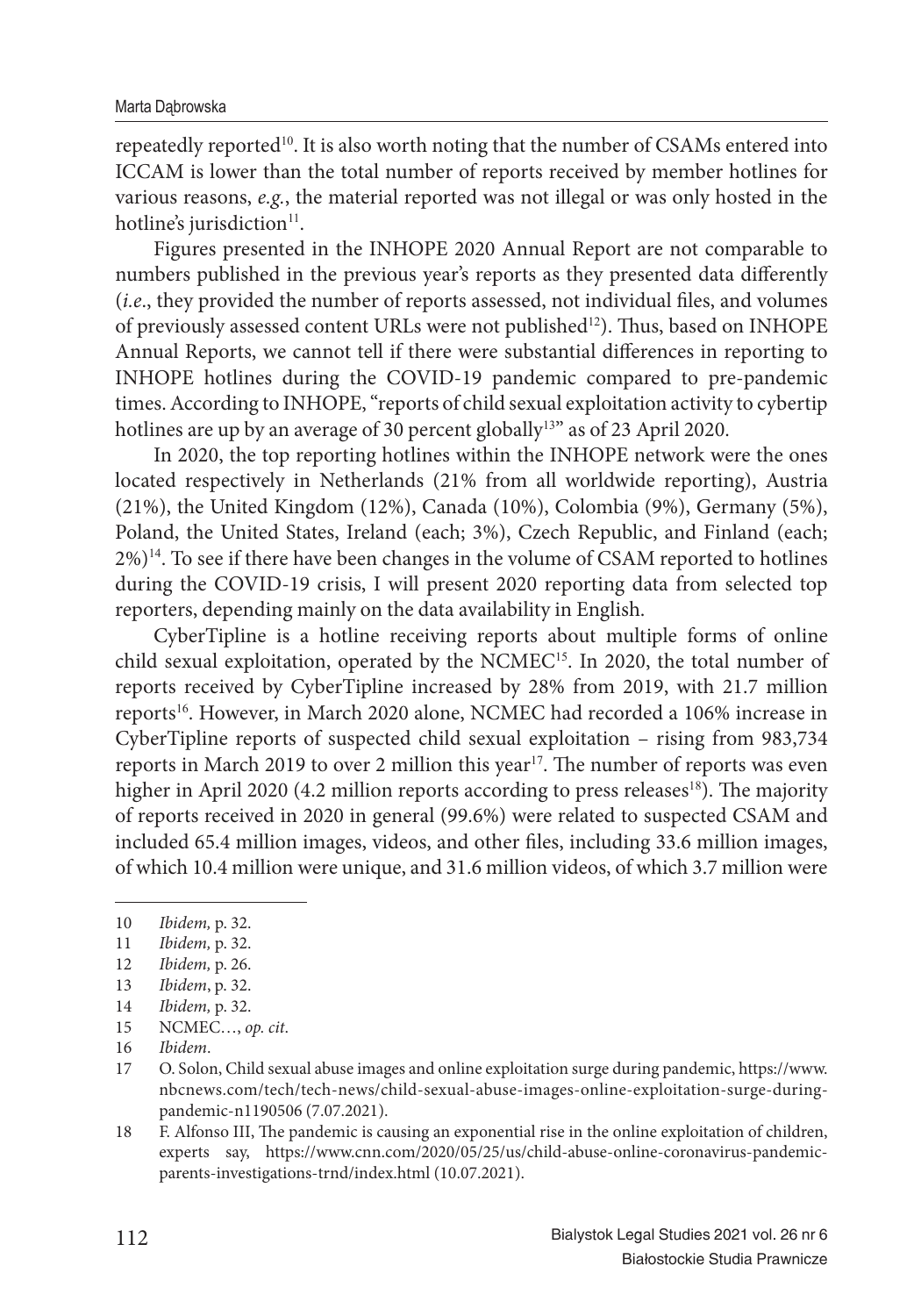repeatedly reported[10]. It is also worth noting that the number of CSAMs entered into ICCAM is lower than the total number of reports received by member hotlines for various reasons, *e.g.*, the material reported was not illegal or was only hosted in the hotline's jurisdiction[11].

Figures presented in the INHOPE 2020 Annual Report are not comparable to numbers published in the previous year's reports as they presented data differently (*i.e*., they provided the number of reports assessed, not individual files, and volumes of previously assessed content URLs were not published[12]). Thus, based on INHOPE Annual Reports, we cannot tell if there were substantial differences in reporting to INHOPE hotlines during the COVID-19 pandemic compared to pre-pandemic times. According to INHOPE, "reports of child sexual exploitation activity to cybertip hotlines are up by an average of 30 percent globally[13]" as of 23 April 2020.

In 2020, the top reporting hotlines within the INHOPE network were the ones located respectively in Netherlands (21% from all worldwide reporting), Austria (21%), the United Kingdom (12%), Canada (10%), Colombia (9%), Germany (5%), Poland, the United States, Ireland (each; 3%), Czech Republic, and Finland (each; 2%)[14]. To see if there have been changes in the volume of CSAM reported to hotlines during the COVID-19 crisis, I will present 2020 reporting data from selected top reporters, depending mainly on the data availability in English.

CyberTipline is a hotline receiving reports about multiple forms of online child sexual exploitation, operated by the NCMEC[15]. In 2020, the total number of reports received by CyberTipline increased by 28% from 2019, with 21.7 million reports[16]. However, in March 2020 alone, NCMEC had recorded a 106% increase in CyberTipline reports of suspected child sexual exploitation – rising from 983,734 reports in March 2019 to over 2 million this year[17]. The number of reports was even higher in April 2020 (4.2 million reports according to press releases[18]). The majority of reports received in 2020 in general (99.6%) were related to suspected CSAM and included 65.4 million images, videos, and other files, including 33.6 million images, of which 10.4 million were unique, and 31.6 million videos, of which 3.7 million were

---

10 *Ibidem,* p. 32.

11 *Ibidem,* p. 32.

12 *Ibidem,* p. 26.

13 *Ibidem*, p. 32.

14 *Ibidem,* p. 32.

15 NCMEC…, *op. cit*.

16 *Ibidem*.

17 O. Solon, Child sexual abuse images and online exploitation surge during pandemic, https://www.nbcnews.com/tech/tech-news/child-sexual-abuse-images-online-exploitation-surge-during-pandemic-n1190506 (7.07.2021).

18 F. Alfonso III, The pandemic is causing an exponential rise in the online exploitation of children, experts say, https://www.cnn.com/2020/05/25/us/child-abuse-online-coronavirus-pandemic-parents-investigations-trnd/index.html (10.07.2021).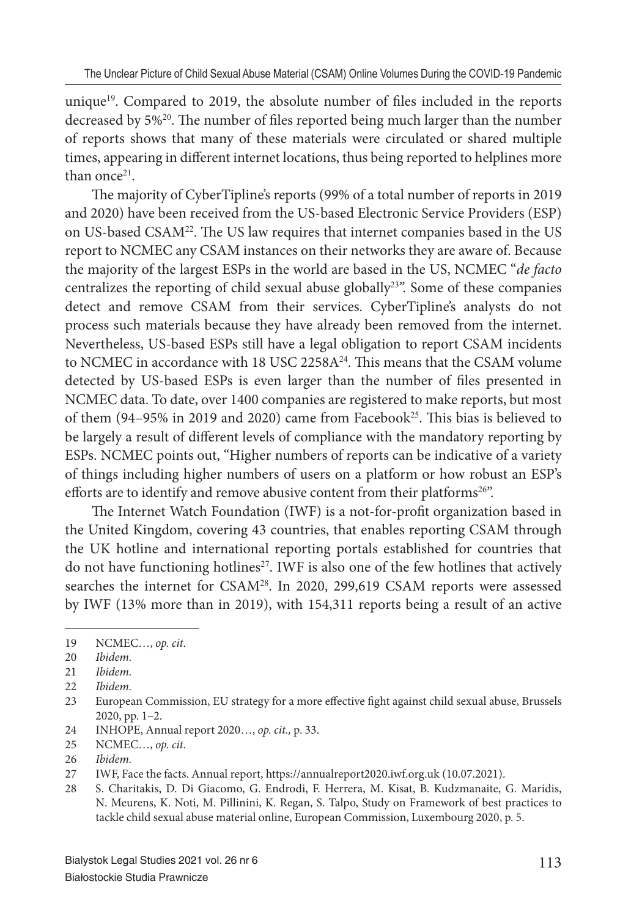unique[19]. Compared to 2019, the absolute number of files included in the reports decreased by 5%[20]. The number of files reported being much larger than the number of reports shows that many of these materials were circulated or shared multiple times, appearing in different internet locations, thus being reported to helplines more than once[21].

The majority of CyberTipline's reports (99% of a total number of reports in 2019 and 2020) have been received from the US-based Electronic Service Providers (ESP) on US-based CSAM[22]. The US law requires that internet companies based in the US report to NCMEC any CSAM instances on their networks they are aware of. Because the majority of the largest ESPs in the world are based in the US, NCMEC "*de facto* centralizes the reporting of child sexual abuse globally[23]". Some of these companies detect and remove CSAM from their services. CyberTipline's analysts do not process such materials because they have already been removed from the internet. Nevertheless, US-based ESPs still have a legal obligation to report CSAM incidents to NCMEC in accordance with 18 USC 2258A[24]. This means that the CSAM volume detected by US-based ESPs is even larger than the number of files presented in NCMEC data. To date, over 1400 companies are registered to make reports, but most of them (94–95% in 2019 and 2020) came from Facebook[25]. This bias is believed to be largely a result of different levels of compliance with the mandatory reporting by ESPs. NCMEC points out, "Higher numbers of reports can be indicative of a variety of things including higher numbers of users on a platform or how robust an ESP's efforts are to identify and remove abusive content from their platforms[26]".

The Internet Watch Foundation (IWF) is a not-for-profit organization based in the United Kingdom, covering 43 countries, that enables reporting CSAM through the UK hotline and international reporting portals established for countries that do not have functioning hotlines[27]. IWF is also one of the few hotlines that actively searches the internet for CSAM[28]. In 2020, 299,619 CSAM reports were assessed by IWF (13% more than in 2019), with 154,311 reports being a result of an active

---

19 NCMEC…, *op. cit.*

20 *Ibidem.*

21 *Ibidem.*

22 *Ibidem.*

23 European Commission, EU strategy for a more effective fight against child sexual abuse, Brussels 2020, pp. 1–2.

24 INHOPE, Annual report 2020…, *op. cit.,* p. 33.

25 NCMEC…, *op. cit.*

26 *Ibidem.*

27 IWF, Face the facts. Annual report, https://annualreport2020.iwf.org.uk (10.07.2021).

28 S. Charitakis, D. Di Giacomo, G. Endrodi, F. Herrera, M. Kisat, B. Kudzmanaite, G. Maridis, N. Meurens, K. Noti, M. Pillinini, K. Regan, S. Talpo, Study on Framework of best practices to tackle child sexual abuse material online, European Commission, Luxembourg 2020, p. 5.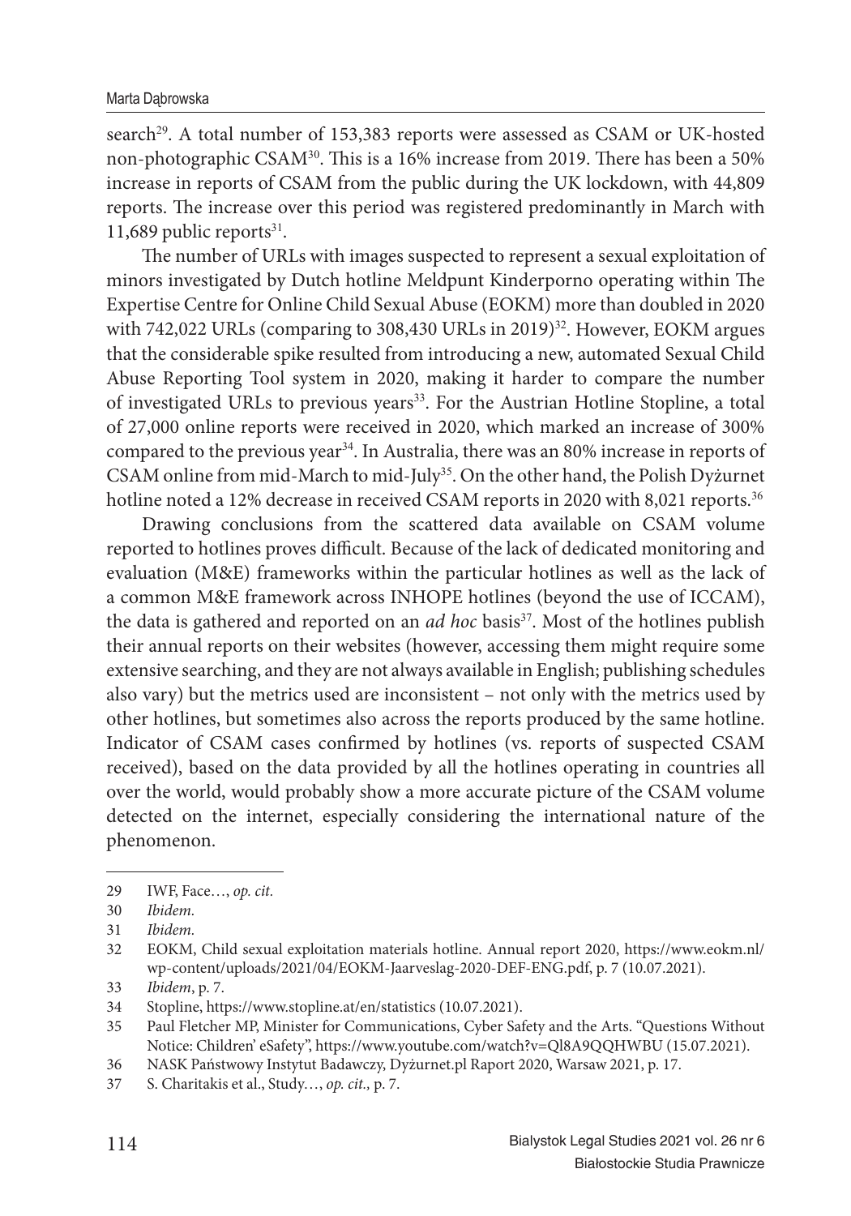search[29]. A total number of 153,383 reports were assessed as CSAM or UK-hosted non-photographic CSAM[30]. This is a 16% increase from 2019. There has been a 50% increase in reports of CSAM from the public during the UK lockdown, with 44,809 reports. The increase over this period was registered predominantly in March with 11,689 public reports[31].

The number of URLs with images suspected to represent a sexual exploitation of minors investigated by Dutch hotline Meldpunt Kinderporno operating within The Expertise Centre for Online Child Sexual Abuse (EOKM) more than doubled in 2020 with 742,022 URLs (comparing to 308,430 URLs in 2019)[32]. However, EOKM argues that the considerable spike resulted from introducing a new, automated Sexual Child Abuse Reporting Tool system in 2020, making it harder to compare the number of investigated URLs to previous years[33]. For the Austrian Hotline Stopline, a total of 27,000 online reports were received in 2020, which marked an increase of 300% compared to the previous year[34]. In Australia, there was an 80% increase in reports of CSAM online from mid-March to mid-July[35]. On the other hand, the Polish Dyżurnet hotline noted a 12% decrease in received CSAM reports in 2020 with 8,021 reports.[36]

Drawing conclusions from the scattered data available on CSAM volume reported to hotlines proves difficult. Because of the lack of dedicated monitoring and evaluation (M&E) frameworks within the particular hotlines as well as the lack of a common M&E framework across INHOPE hotlines (beyond the use of ICCAM), the data is gathered and reported on an *ad hoc* basis[37]. Most of the hotlines publish their annual reports on their websites (however, accessing them might require some extensive searching, and they are not always available in English; publishing schedules also vary) but the metrics used are inconsistent – not only with the metrics used by other hotlines, but sometimes also across the reports produced by the same hotline. Indicator of CSAM cases confirmed by hotlines (vs. reports of suspected CSAM received), based on the data provided by all the hotlines operating in countries all over the world, would probably show a more accurate picture of the CSAM volume detected on the internet, especially considering the international nature of the phenomenon.

---

29 IWF, Face…, *op. cit.*

30 *Ibidem.*

31 *Ibidem.*

32 EOKM, Child sexual exploitation materials hotline. Annual report 2020, https://www.eokm.nl/wp-content/uploads/2021/04/EOKM-Jaarveslag-2020-DEF-ENG.pdf, p. 7 (10.07.2021).

33 *Ibidem*, p. 7.

34 Stopline, https://www.stopline.at/en/statistics (10.07.2021).

35 Paul Fletcher MP, Minister for Communications, Cyber Safety and the Arts. "Questions Without Notice: Children' eSafety", https://www.youtube.com/watch?v=Ql8A9QQHWBU (15.07.2021).

36 NASK Państwowy Instytut Badawczy, Dyżurnet.pl Raport 2020, Warsaw 2021, p. 17.

37 S. Charitakis et al., Study…, *op. cit.,* p. 7.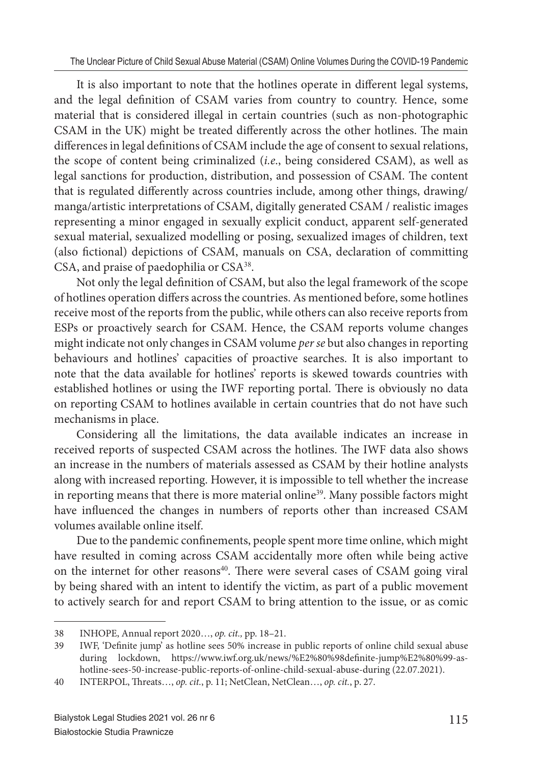It is also important to note that the hotlines operate in different legal systems, and the legal definition of CSAM varies from country to country. Hence, some material that is considered illegal in certain countries (such as non-photographic CSAM in the UK) might be treated differently across the other hotlines. The main differences in legal definitions of CSAM include the age of consent to sexual relations, the scope of content being criminalized (*i.e.*, being considered CSAM), as well as legal sanctions for production, distribution, and possession of CSAM. The content that is regulated differently across countries include, among other things, drawing/manga/artistic interpretations of CSAM, digitally generated CSAM / realistic images representing a minor engaged in sexually explicit conduct, apparent self-generated sexual material, sexualized modelling or posing, sexualized images of children, text (also fictional) depictions of CSAM, manuals on CSA, declaration of committing CSA, and praise of paedophilia or CSA[38].

Not only the legal definition of CSAM, but also the legal framework of the scope of hotlines operation differs across the countries. As mentioned before, some hotlines receive most of the reports from the public, while others can also receive reports from ESPs or proactively search for CSAM. Hence, the CSAM reports volume changes might indicate not only changes in CSAM volume *per se* but also changes in reporting behaviours and hotlines' capacities of proactive searches. It is also important to note that the data available for hotlines' reports is skewed towards countries with established hotlines or using the IWF reporting portal. There is obviously no data on reporting CSAM to hotlines available in certain countries that do not have such mechanisms in place.

Considering all the limitations, the data available indicates an increase in received reports of suspected CSAM across the hotlines. The IWF data also shows an increase in the numbers of materials assessed as CSAM by their hotline analysts along with increased reporting. However, it is impossible to tell whether the increase in reporting means that there is more material online[39]. Many possible factors might have influenced the changes in numbers of reports other than increased CSAM volumes available online itself.

Due to the pandemic confinements, people spent more time online, which might have resulted in coming across CSAM accidentally more often while being active on the internet for other reasons[40]. There were several cases of CSAM going viral by being shared with an intent to identify the victim, as part of a public movement to actively search for and report CSAM to bring attention to the issue, or as comic

---

38 INHOPE, Annual report 2020…, *op. cit.,* pp. 18–21.

39 IWF, 'Definite jump' as hotline sees 50% increase in public reports of online child sexual abuse during lockdown, https://www.iwf.org.uk/news/%E2%80%98definite-jump%E2%80%99-as-hotline-sees-50-increase-public-reports-of-online-child-sexual-abuse-during (22.07.2021).

40 INTERPOL, Threats…, *op. cit.*, p. 11; NetClean, NetClean…, *op. cit.*, p. 27.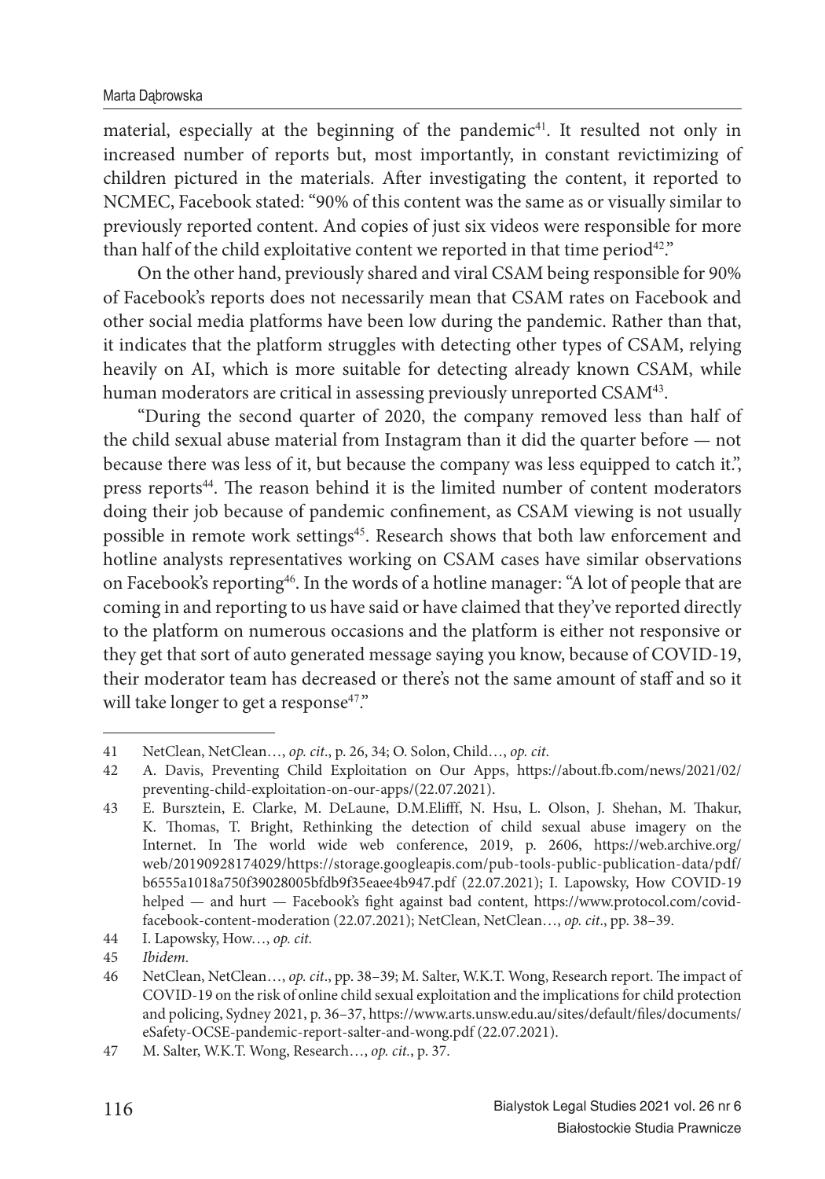material, especially at the beginning of the pandemic[41]. It resulted not only in increased number of reports but, most importantly, in constant revictimizing of children pictured in the materials. After investigating the content, it reported to NCMEC, Facebook stated: "90% of this content was the same as or visually similar to previously reported content. And copies of just six videos were responsible for more than half of the child exploitative content we reported in that time period[42]."

On the other hand, previously shared and viral CSAM being responsible for 90% of Facebook's reports does not necessarily mean that CSAM rates on Facebook and other social media platforms have been low during the pandemic. Rather than that, it indicates that the platform struggles with detecting other types of CSAM, relying heavily on AI, which is more suitable for detecting already known CSAM, while human moderators are critical in assessing previously unreported CSAM[43].

"During the second quarter of 2020, the company removed less than half of the child sexual abuse material from Instagram than it did the quarter before — not because there was less of it, but because the company was less equipped to catch it.", press reports[44]. The reason behind it is the limited number of content moderators doing their job because of pandemic confinement, as CSAM viewing is not usually possible in remote work settings[45]. Research shows that both law enforcement and hotline analysts representatives working on CSAM cases have similar observations on Facebook's reporting[46]. In the words of a hotline manager: "A lot of people that are coming in and reporting to us have said or have claimed that they've reported directly to the platform on numerous occasions and the platform is either not responsive or they get that sort of auto generated message saying you know, because of COVID-19, their moderator team has decreased or there's not the same amount of staff and so it will take longer to get a response[47]."

---

41 NetClean, NetClean…, *op. cit*., p. 26, 34; O. Solon, Child…, *op. cit*.

42 A. Davis, Preventing Child Exploitation on Our Apps, https://about.fb.com/news/2021/02/preventing-child-exploitation-on-our-apps/(22.07.2021).

43 E. Bursztein, E. Clarke, M. DeLaune, D.M.Elifff, N. Hsu, L. Olson, J. Shehan, M. Thakur, K. Thomas, T. Bright, Rethinking the detection of child sexual abuse imagery on the Internet. In The world wide web conference, 2019, p. 2606, https://web.archive.org/web/20190928174029/https://storage.googleapis.com/pub-tools-public-publication-data/pdf/b6555a1018a750f39028005bfdb9f35eaee4b947.pdf (22.07.2021); I. Lapowsky, How COVID-19 helped — and hurt — Facebook's fight against bad content, https://www.protocol.com/covid-facebook-content-moderation (22.07.2021); NetClean, NetClean…, *op. cit*., pp. 38–39.

44 I. Lapowsky, How…, *op. cit.*

45 *Ibidem.*

46 NetClean, NetClean…, *op. cit*., pp. 38–39; M. Salter, W.K.T. Wong, Research report. The impact of COVID-19 on the risk of online child sexual exploitation and the implications for child protection and policing, Sydney 2021, p. 36–37, https://www.arts.unsw.edu.au/sites/default/files/documents/eSafety-OCSE-pandemic-report-salter-and-wong.pdf (22.07.2021).

47 M. Salter, W.K.T. Wong, Research…, *op. cit.*, p. 37.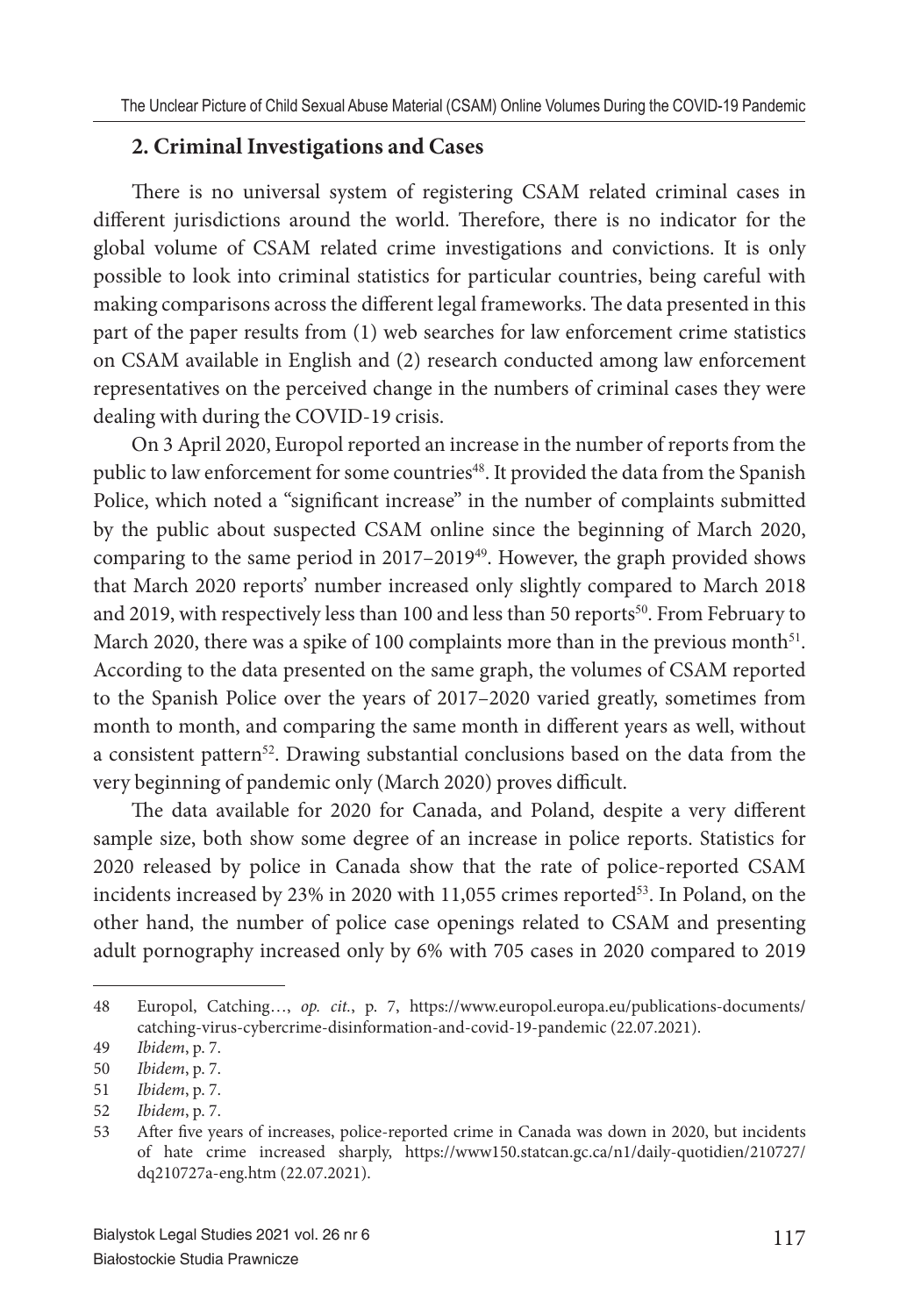## 2. Criminal Investigations and Cases

There is no universal system of registering CSAM related criminal cases in different jurisdictions around the world. Therefore, there is no indicator for the global volume of CSAM related crime investigations and convictions. It is only possible to look into criminal statistics for particular countries, being careful with making comparisons across the different legal frameworks. The data presented in this part of the paper results from (1) web searches for law enforcement crime statistics on CSAM available in English and (2) research conducted among law enforcement representatives on the perceived change in the numbers of criminal cases they were dealing with during the COVID-19 crisis.

On 3 April 2020, Europol reported an increase in the number of reports from the public to law enforcement for some countries[48]. It provided the data from the Spanish Police, which noted a "significant increase" in the number of complaints submitted by the public about suspected CSAM online since the beginning of March 2020, comparing to the same period in 2017–2019[49]. However, the graph provided shows that March 2020 reports' number increased only slightly compared to March 2018 and 2019, with respectively less than 100 and less than 50 reports[50]. From February to March 2020, there was a spike of 100 complaints more than in the previous month[51]. According to the data presented on the same graph, the volumes of CSAM reported to the Spanish Police over the years of 2017–2020 varied greatly, sometimes from month to month, and comparing the same month in different years as well, without a consistent pattern[52]. Drawing substantial conclusions based on the data from the very beginning of pandemic only (March 2020) proves difficult.

The data available for 2020 for Canada, and Poland, despite a very different sample size, both show some degree of an increase in police reports. Statistics for 2020 released by police in Canada show that the rate of police-reported CSAM incidents increased by 23% in 2020 with 11,055 crimes reported[53]. In Poland, on the other hand, the number of police case openings related to CSAM and presenting adult pornography increased only by 6% with 705 cases in 2020 compared to 2019

---

48 Europol, Catching…, *op. cit.*, p. 7, https://www.europol.europa.eu/publications-documents/catching-virus-cybercrime-disinformation-and-covid-19-pandemic (22.07.2021).

49 *Ibidem*, p. 7.

50 *Ibidem*, p. 7.

51 *Ibidem*, p. 7.

52 *Ibidem*, p. 7.

53 After five years of increases, police-reported crime in Canada was down in 2020, but incidents of hate crime increased sharply, https://www150.statcan.gc.ca/n1/daily-quotidien/210727/dq210727a-eng.htm (22.07.2021).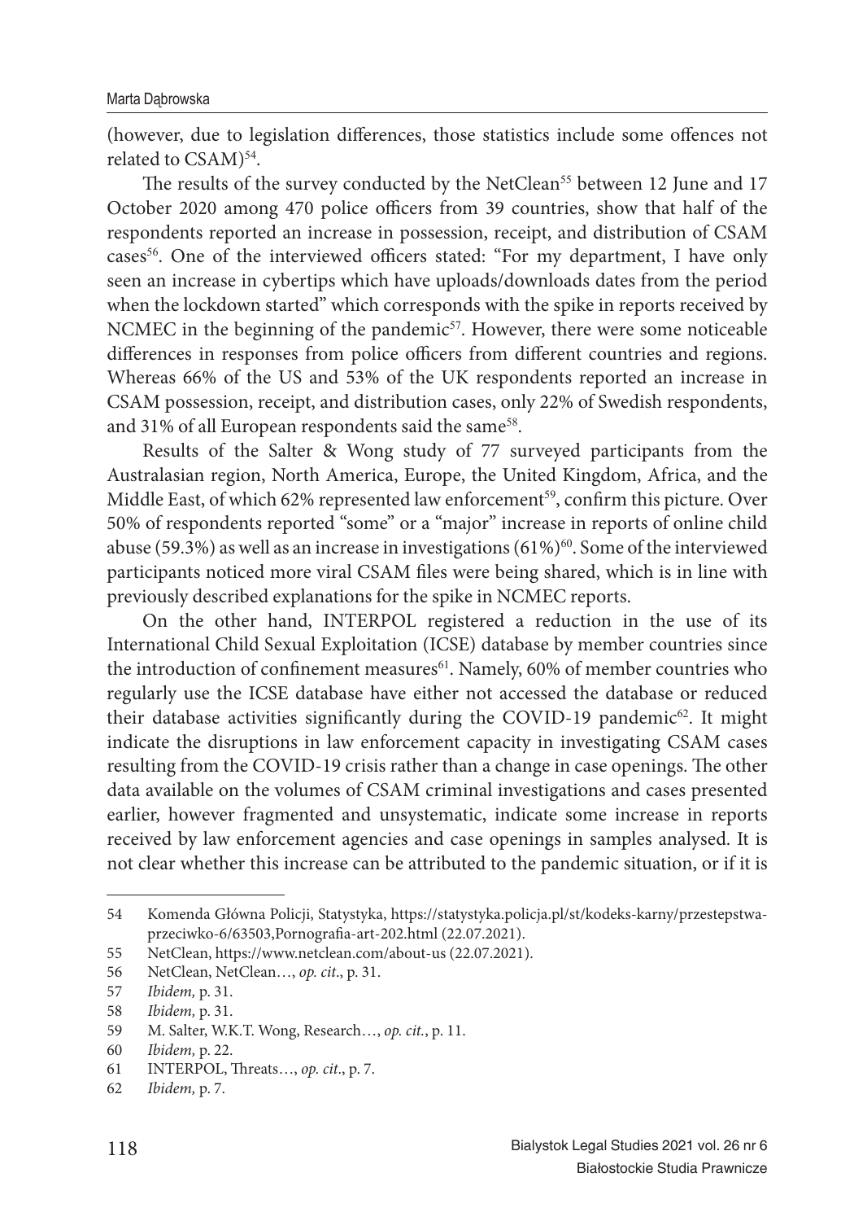(however, due to legislation differences, those statistics include some offences not related to CSAM)[54].

The results of the survey conducted by the NetClean[55] between 12 June and 17 October 2020 among 470 police officers from 39 countries, show that half of the respondents reported an increase in possession, receipt, and distribution of CSAM cases[56]. One of the interviewed officers stated: "For my department, I have only seen an increase in cybertips which have uploads/downloads dates from the period when the lockdown started" which corresponds with the spike in reports received by NCMEC in the beginning of the pandemic[57]. However, there were some noticeable differences in responses from police officers from different countries and regions. Whereas 66% of the US and 53% of the UK respondents reported an increase in CSAM possession, receipt, and distribution cases, only 22% of Swedish respondents, and 31% of all European respondents said the same[58].

Results of the Salter & Wong study of 77 surveyed participants from the Australasian region, North America, Europe, the United Kingdom, Africa, and the Middle East, of which 62% represented law enforcement[59], confirm this picture. Over 50% of respondents reported "some" or a "major" increase in reports of online child abuse (59.3%) as well as an increase in investigations (61%)[60]. Some of the interviewed participants noticed more viral CSAM files were being shared, which is in line with previously described explanations for the spike in NCMEC reports.

On the other hand, INTERPOL registered a reduction in the use of its International Child Sexual Exploitation (ICSE) database by member countries since the introduction of confinement measures[61]. Namely, 60% of member countries who regularly use the ICSE database have either not accessed the database or reduced their database activities significantly during the COVID-19 pandemic[62]. It might indicate the disruptions in law enforcement capacity in investigating CSAM cases resulting from the COVID-19 crisis rather than a change in case openings. The other data available on the volumes of CSAM criminal investigations and cases presented earlier, however fragmented and unsystematic, indicate some increase in reports received by law enforcement agencies and case openings in samples analysed. It is not clear whether this increase can be attributed to the pandemic situation, or if it is

---

54 Komenda Główna Policji, Statystyka, https://statystyka.policja.pl/st/kodeks-karny/przestepstwa-przeciwko-6/63503,Pornografia-art-202.html (22.07.2021).

55 NetClean, https://www.netclean.com/about-us (22.07.2021).

56 NetClean, NetClean…, *op. cit*., p. 31.

57 *Ibidem,* p. 31.

58 *Ibidem,* p. 31.

59 M. Salter, W.K.T. Wong, Research…, *op. cit.*, p. 11.

60 *Ibidem,* p. 22.

61 INTERPOL, Threats…, *op. cit*., p. 7.

62 *Ibidem,* p. 7.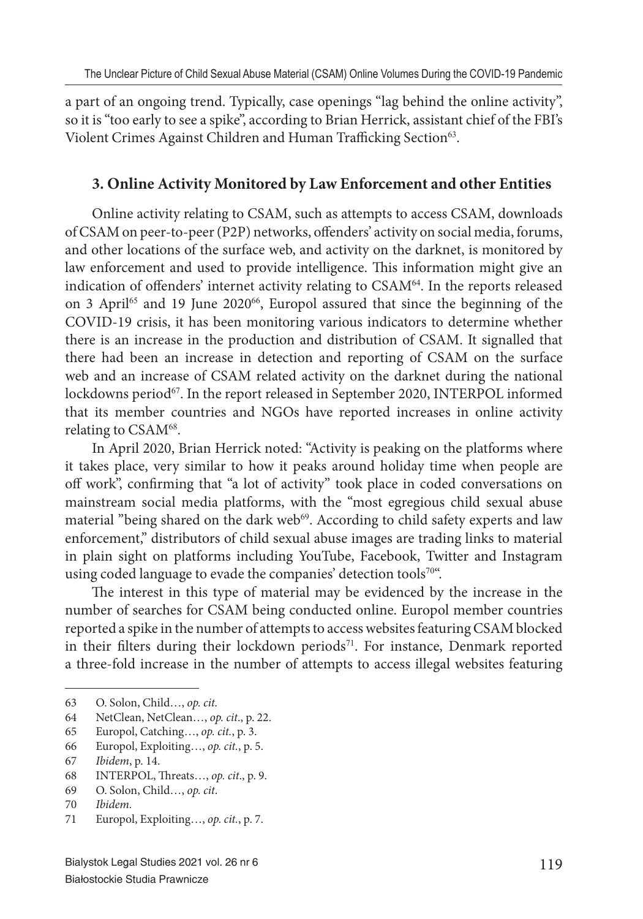a part of an ongoing trend. Typically, case openings "lag behind the online activity", so it is "too early to see a spike", according to Brian Herrick, assistant chief of the FBI's Violent Crimes Against Children and Human Trafficking Section[63].

### 3. Online Activity Monitored by Law Enforcement and other Entities

Online activity relating to CSAM, such as attempts to access CSAM, downloads of CSAM on peer-to-peer (P2P) networks, offenders' activity on social media, forums, and other locations of the surface web, and activity on the darknet, is monitored by law enforcement and used to provide intelligence. This information might give an indication of offenders' internet activity relating to CSAM[64]. In the reports released on 3 April[65] and 19 June 2020[66], Europol assured that since the beginning of the COVID-19 crisis, it has been monitoring various indicators to determine whether there is an increase in the production and distribution of CSAM. It signalled that there had been an increase in detection and reporting of CSAM on the surface web and an increase of CSAM related activity on the darknet during the national lockdowns period[67]. In the report released in September 2020, INTERPOL informed that its member countries and NGOs have reported increases in online activity relating to CSAM[68].

In April 2020, Brian Herrick noted: "Activity is peaking on the platforms where it takes place, very similar to how it peaks around holiday time when people are off work", confirming that "a lot of activity" took place in coded conversations on mainstream social media platforms, with the "most egregious child sexual abuse material "being shared on the dark web[69]. According to child safety experts and law enforcement," distributors of child sexual abuse images are trading links to material in plain sight on platforms including YouTube, Facebook, Twitter and Instagram using coded language to evade the companies' detection tools[70]".

The interest in this type of material may be evidenced by the increase in the number of searches for CSAM being conducted online. Europol member countries reported a spike in the number of attempts to access websites featuring CSAM blocked in their filters during their lockdown periods[71]. For instance, Denmark reported a three-fold increase in the number of attempts to access illegal websites featuring

---

63 O. Solon, Child…, *op. cit.*

64 NetClean, NetClean…, *op. cit*., p. 22.

65 Europol, Catching…, *op. cit.*, p. 3.

66 Europol, Exploiting…, *op. cit.*, p. 5.

67 *Ibidem*, p. 14.

68 INTERPOL, Threats…, *op. cit*., p. 9.

69 O. Solon, Child…, *op. cit*.

70 *Ibidem*.

71 Europol, Exploiting…, *op. cit.*, p. 7.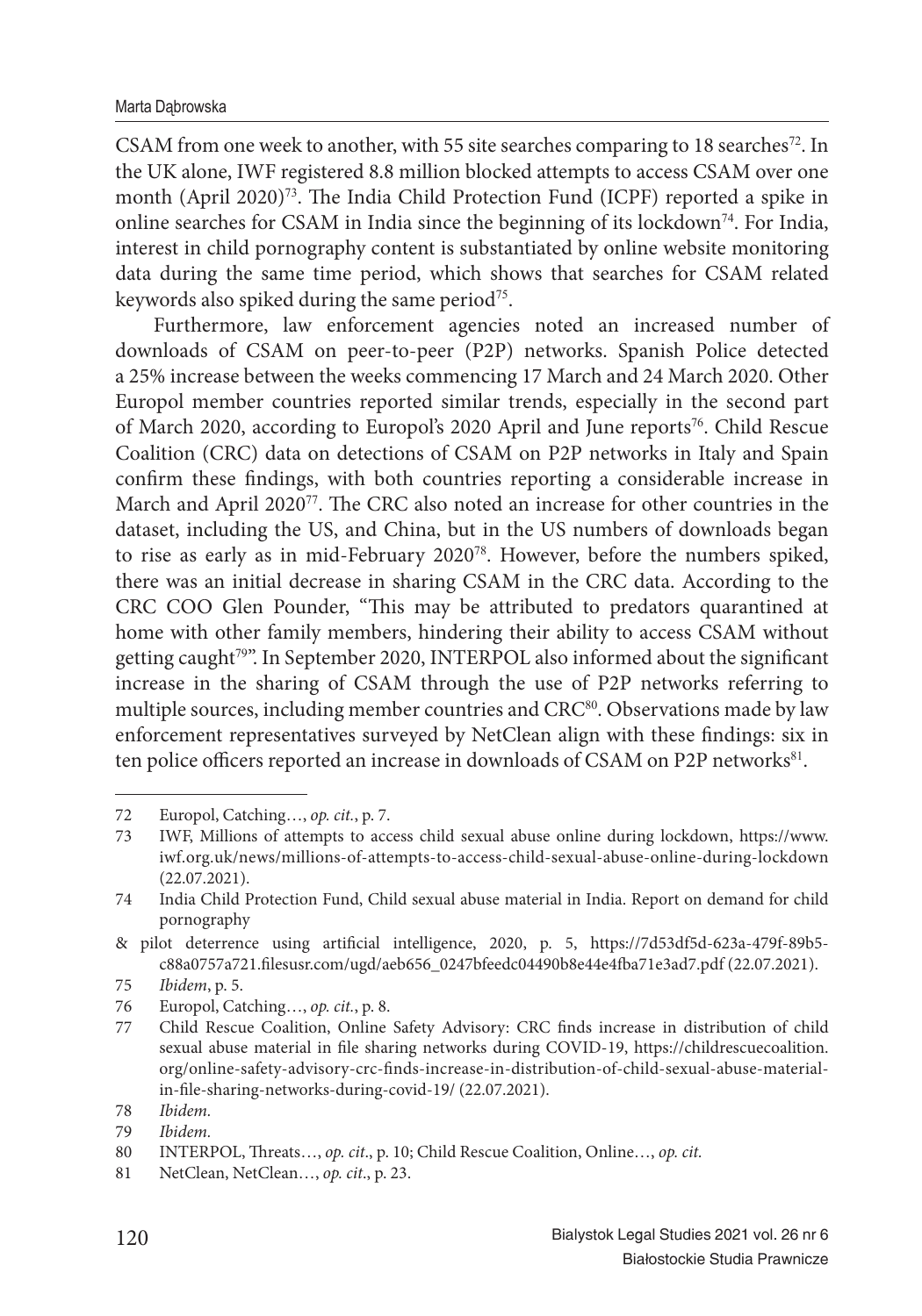CSAM from one week to another, with 55 site searches comparing to 18 searches[72]. In the UK alone, IWF registered 8.8 million blocked attempts to access CSAM over one month (April 2020)[73]. The India Child Protection Fund (ICPF) reported a spike in online searches for CSAM in India since the beginning of its lockdown[74]. For India, interest in child pornography content is substantiated by online website monitoring data during the same time period, which shows that searches for CSAM related keywords also spiked during the same period[75].

Furthermore, law enforcement agencies noted an increased number of downloads of CSAM on peer-to-peer (P2P) networks. Spanish Police detected a 25% increase between the weeks commencing 17 March and 24 March 2020. Other Europol member countries reported similar trends, especially in the second part of March 2020, according to Europol's 2020 April and June reports[76]. Child Rescue Coalition (CRC) data on detections of CSAM on P2P networks in Italy and Spain confirm these findings, with both countries reporting a considerable increase in March and April 2020[77]. The CRC also noted an increase for other countries in the dataset, including the US, and China, but in the US numbers of downloads began to rise as early as in mid-February 2020[78]. However, before the numbers spiked, there was an initial decrease in sharing CSAM in the CRC data. According to the CRC COO Glen Pounder, "This may be attributed to predators quarantined at home with other family members, hindering their ability to access CSAM without getting caught[79]". In September 2020, INTERPOL also informed about the significant increase in the sharing of CSAM through the use of P2P networks referring to multiple sources, including member countries and CRC[80]. Observations made by law enforcement representatives surveyed by NetClean align with these findings: six in ten police officers reported an increase in downloads of CSAM on P2P networks[81].

---

72 Europol, Catching…, *op. cit.*, p. 7.

73 IWF, Millions of attempts to access child sexual abuse online during lockdown, https://www.iwf.org.uk/news/millions-of-attempts-to-access-child-sexual-abuse-online-during-lockdown (22.07.2021).

74 India Child Protection Fund, Child sexual abuse material in India. Report on demand for child pornography
& pilot deterrence using artificial intelligence, 2020, p. 5, https://7d53df5d-623a-479f-89b5-c88a0757a721.filesusr.com/ugd/aeb656_0247bfeedc04490b8e44e4fba71e3ad7.pdf (22.07.2021).

75 *Ibidem*, p. 5.

76 Europol, Catching…, *op. cit.*, p. 8.

77 Child Rescue Coalition, Online Safety Advisory: CRC finds increase in distribution of child sexual abuse material in file sharing networks during COVID-19, https://childrescuecoalition.org/online-safety-advisory-crc-finds-increase-in-distribution-of-child-sexual-abuse-material-in-file-sharing-networks-during-covid-19/ (22.07.2021).

78 *Ibidem.*

79 *Ibidem.*

80 INTERPOL, Threats…, *op. cit*., p. 10; Child Rescue Coalition, Online…, *op. cit.*

81 NetClean, NetClean…, *op. cit*., p. 23.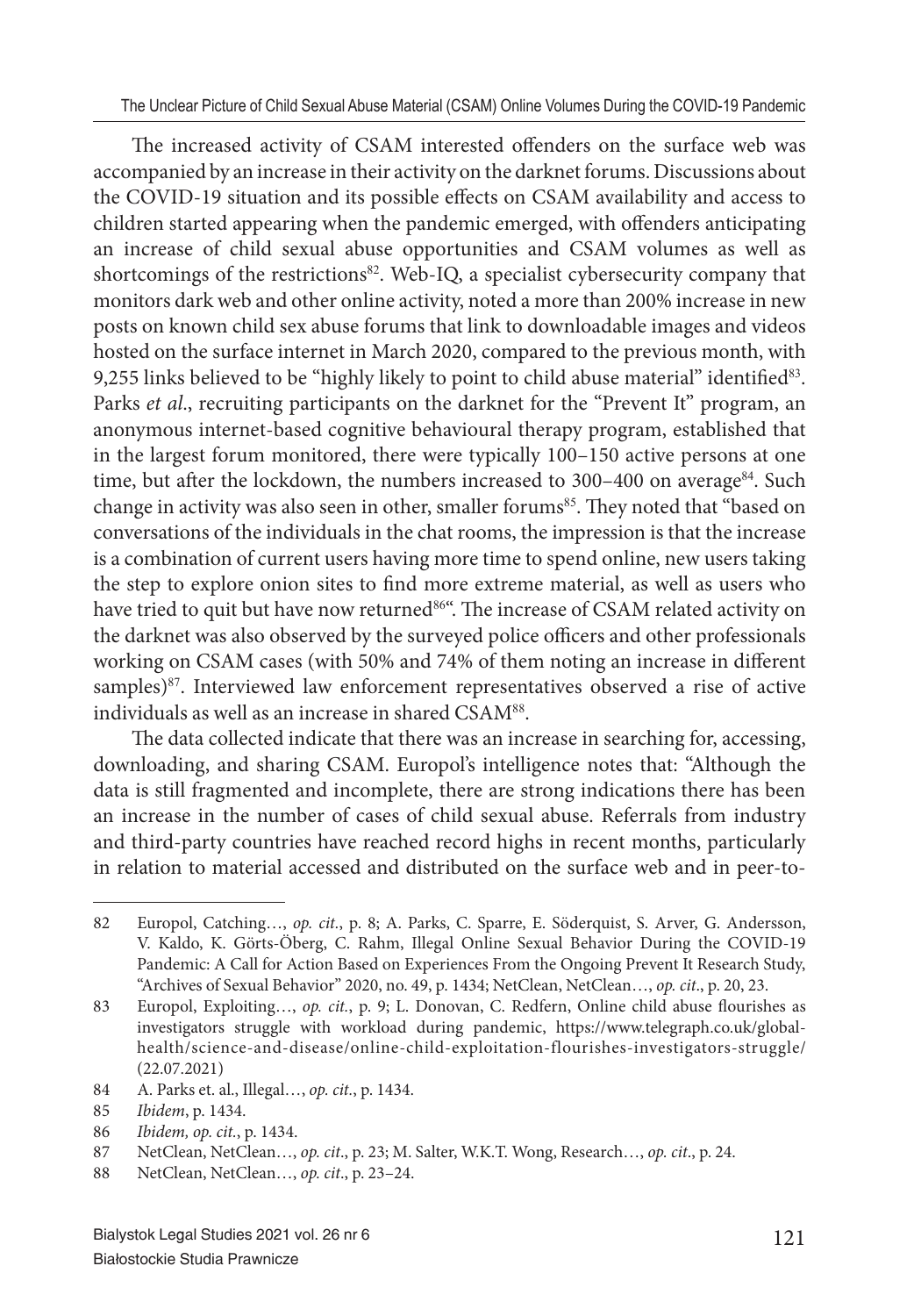The increased activity of CSAM interested offenders on the surface web was accompanied by an increase in their activity on the darknet forums. Discussions about the COVID-19 situation and its possible effects on CSAM availability and access to children started appearing when the pandemic emerged, with offenders anticipating an increase of child sexual abuse opportunities and CSAM volumes as well as shortcomings of the restrictions[82]. Web-IQ, a specialist cybersecurity company that monitors dark web and other online activity, noted a more than 200% increase in new posts on known child sex abuse forums that link to downloadable images and videos hosted on the surface internet in March 2020, compared to the previous month, with 9,255 links believed to be "highly likely to point to child abuse material" identified[83]. Parks *et al*., recruiting participants on the darknet for the "Prevent It" program, an anonymous internet-based cognitive behavioural therapy program, established that in the largest forum monitored, there were typically 100–150 active persons at one time, but after the lockdown, the numbers increased to 300–400 on average[84]. Such change in activity was also seen in other, smaller forums[85]. They noted that "based on conversations of the individuals in the chat rooms, the impression is that the increase is a combination of current users having more time to spend online, new users taking the step to explore onion sites to find more extreme material, as well as users who have tried to quit but have now returned[86]". The increase of CSAM related activity on the darknet was also observed by the surveyed police officers and other professionals working on CSAM cases (with 50% and 74% of them noting an increase in different samples)[87]. Interviewed law enforcement representatives observed a rise of active individuals as well as an increase in shared CSAM[88].

The data collected indicate that there was an increase in searching for, accessing, downloading, and sharing CSAM. Europol's intelligence notes that: "Although the data is still fragmented and incomplete, there are strong indications there has been an increase in the number of cases of child sexual abuse. Referrals from industry and third-party countries have reached record highs in recent months, particularly in relation to material accessed and distributed on the surface web and in peer-to-

---

82 Europol, Catching…, *op. cit.*, p. 8; A. Parks, C. Sparre, E. Söderquist, S. Arver, G. Andersson, V. Kaldo, K. Görts-Öberg, C. Rahm, Illegal Online Sexual Behavior During the COVID-19 Pandemic: A Call for Action Based on Experiences From the Ongoing Prevent It Research Study, "Archives of Sexual Behavior" 2020, no. 49, p. 1434; NetClean, NetClean…, *op. cit*., p. 20, 23.

83 Europol, Exploiting…, *op. cit.*, p. 9; L. Donovan, C. Redfern, Online child abuse flourishes as investigators struggle with workload during pandemic, https://www.telegraph.co.uk/global-health/science-and-disease/online-child-exploitation-flourishes-investigators-struggle/ (22.07.2021)

84 A. Parks et. al., Illegal…, *op. cit*., p. 1434.

85 *Ibidem*, p. 1434.

86 *Ibidem, op. cit.*, p. 1434.

87 NetClean, NetClean…, *op. cit*., p. 23; M. Salter, W.K.T. Wong, Research…, *op. cit*., p. 24.

88 NetClean, NetClean…, *op. cit*., p. 23–24.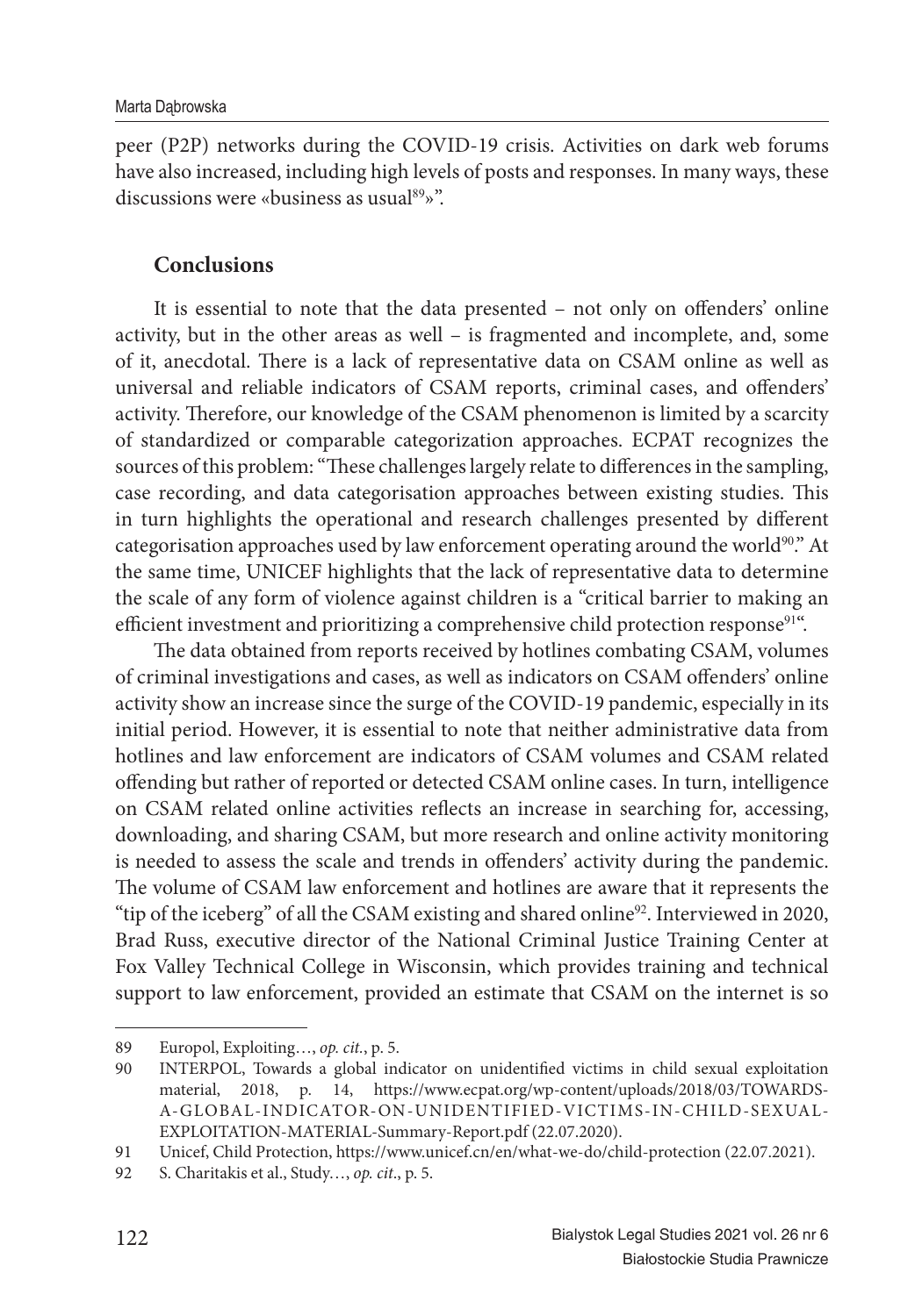peer (P2P) networks during the COVID-19 crisis. Activities on dark web forums have also increased, including high levels of posts and responses. In many ways, these discussions were «business as usual[89]»".

## Conclusions

It is essential to note that the data presented – not only on offenders' online activity, but in the other areas as well – is fragmented and incomplete, and, some of it, anecdotal. There is a lack of representative data on CSAM online as well as universal and reliable indicators of CSAM reports, criminal cases, and offenders' activity. Therefore, our knowledge of the CSAM phenomenon is limited by a scarcity of standardized or comparable categorization approaches. ECPAT recognizes the sources of this problem: "These challenges largely relate to differences in the sampling, case recording, and data categorisation approaches between existing studies. This in turn highlights the operational and research challenges presented by different categorisation approaches used by law enforcement operating around the world[90]." At the same time, UNICEF highlights that the lack of representative data to determine the scale of any form of violence against children is a "critical barrier to making an efficient investment and prioritizing a comprehensive child protection response[91]".

The data obtained from reports received by hotlines combating CSAM, volumes of criminal investigations and cases, as well as indicators on CSAM offenders' online activity show an increase since the surge of the COVID-19 pandemic, especially in its initial period. However, it is essential to note that neither administrative data from hotlines and law enforcement are indicators of CSAM volumes and CSAM related offending but rather of reported or detected CSAM online cases. In turn, intelligence on CSAM related online activities reflects an increase in searching for, accessing, downloading, and sharing CSAM, but more research and online activity monitoring is needed to assess the scale and trends in offenders' activity during the pandemic. The volume of CSAM law enforcement and hotlines are aware that it represents the "tip of the iceberg" of all the CSAM existing and shared online[92]. Interviewed in 2020, Brad Russ, executive director of the National Criminal Justice Training Center at Fox Valley Technical College in Wisconsin, which provides training and technical support to law enforcement, provided an estimate that CSAM on the internet is so

---

89 Europol, Exploiting…, *op. cit.*, p. 5.

90 INTERPOL, Towards a global indicator on unidentified victims in child sexual exploitation material, 2018, p. 14, https://www.ecpat.org/wp-content/uploads/2018/03/TOWARDS-A-GLOBAL-INDICATOR-ON-UNIDENTIFIED-VICTIMS-IN-CHILD-SEXUAL-EXPLOITATION-MATERIAL-Summary-Report.pdf (22.07.2020).

91 Unicef, Child Protection, https://www.unicef.cn/en/what-we-do/child-protection (22.07.2021).

92 S. Charitakis et al., Study…, *op. cit*., p. 5.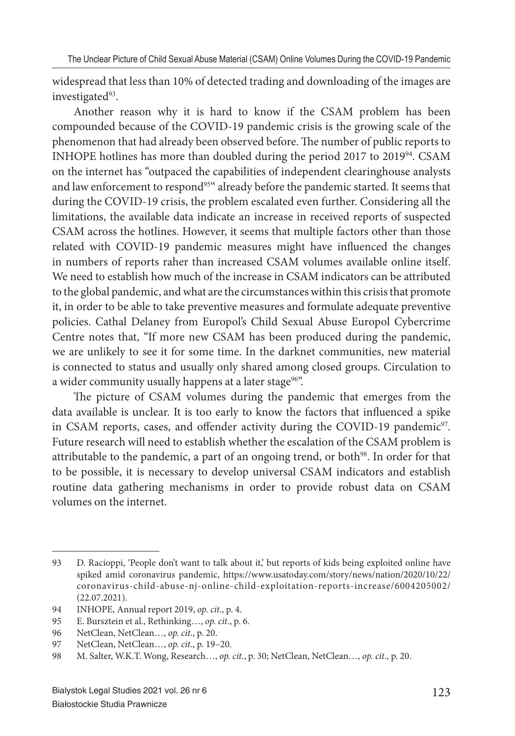widespread that less than 10% of detected trading and downloading of the images are investigated[93].

Another reason why it is hard to know if the CSAM problem has been compounded because of the COVID-19 pandemic crisis is the growing scale of the phenomenon that had already been observed before. The number of public reports to INHOPE hotlines has more than doubled during the period 2017 to 2019[94]. CSAM on the internet has "outpaced the capabilities of independent clearinghouse analysts and law enforcement to respond[95]" already before the pandemic started. It seems that during the COVID-19 crisis, the problem escalated even further. Considering all the limitations, the available data indicate an increase in received reports of suspected CSAM across the hotlines. However, it seems that multiple factors other than those related with COVID-19 pandemic measures might have influenced the changes in numbers of reports raher than increased CSAM volumes available online itself. We need to establish how much of the increase in CSAM indicators can be attributed to the global pandemic, and what are the circumstances within this crisis that promote it, in order to be able to take preventive measures and formulate adequate preventive policies. Cathal Delaney from Europol's Child Sexual Abuse Europol Cybercrime Centre notes that, "If more new CSAM has been produced during the pandemic, we are unlikely to see it for some time. In the darknet communities, new material is connected to status and usually only shared among closed groups. Circulation to a wider community usually happens at a later stage[96]".

The picture of CSAM volumes during the pandemic that emerges from the data available is unclear. It is too early to know the factors that influenced a spike in CSAM reports, cases, and offender activity during the COVID-19 pandemic[97]. Future research will need to establish whether the escalation of the CSAM problem is attributable to the pandemic, a part of an ongoing trend, or both[98]. In order for that to be possible, it is necessary to develop universal CSAM indicators and establish routine data gathering mechanisms in order to provide robust data on CSAM volumes on the internet.

---

93 D. Racioppi, 'People don't want to talk about it,' but reports of kids being exploited online have spiked amid coronavirus pandemic, https://www.usatoday.com/story/news/nation/2020/10/22/coronavirus-child-abuse-nj-online-child-exploitation-reports-increase/6004205002/ (22.07.2021).

94 INHOPE, Annual report 2019, *op. cit*., p. 4.

95 E. Bursztein et al., Rethinking…, *op. cit*., p. 6.

96 NetClean, NetClean…, *op. cit*., p. 20.

97 NetClean, NetClean…, *op. cit*., p. 19–20.

98 M. Salter, W.K.T. Wong, Research…, *op. cit.*, p. 30; NetClean, NetClean…, *op. cit*., p. 20.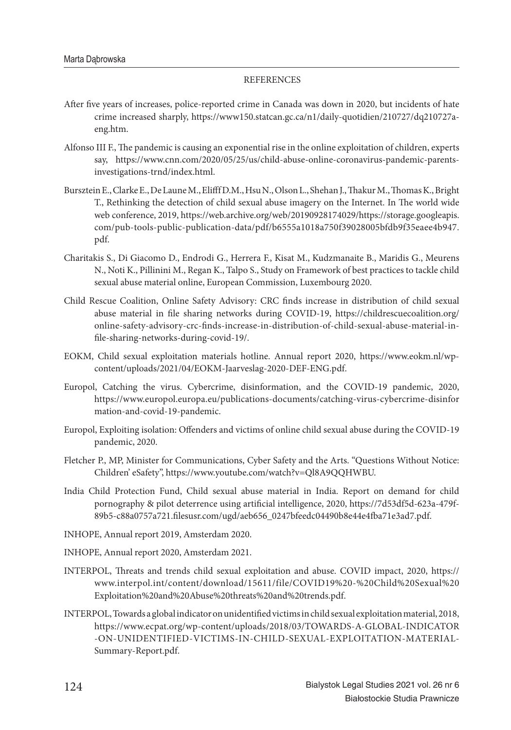REFERENCES

After five years of increases, police-reported crime in Canada was down in 2020, but incidents of hate crime increased sharply, https://www150.statcan.gc.ca/n1/daily-quotidien/210727/dq210727a-eng.htm.

Alfonso III F., The pandemic is causing an exponential rise in the online exploitation of children, experts say, https://www.cnn.com/2020/05/25/us/child-abuse-online-coronavirus-pandemic-parents-investigations-trnd/index.html.

Bursztein E., Clarke E., De Laune M., Elifff D.M., Hsu N., Olson L., Shehan J., Thakur M., Thomas K., Bright T., Rethinking the detection of child sexual abuse imagery on the Internet. In The world wide web conference, 2019, https://web.archive.org/web/20190928174029/https://storage.googleapis.com/pub-tools-public-publication-data/pdf/b6555a1018a750f39028005bfdb9f35eaee4b947.pdf.

Charitakis S., Di Giacomo D., Endrodi G., Herrera F., Kisat M., Kudzmanaite B., Maridis G., Meurens N., Noti K., Pillinini M., Regan K., Talpo S., Study on Framework of best practices to tackle child sexual abuse material online, European Commission, Luxembourg 2020.

Child Rescue Coalition, Online Safety Advisory: CRC finds increase in distribution of child sexual abuse material in file sharing networks during COVID-19, https://childrescuecoalition.org/online-safety-advisory-crc-finds-increase-in-distribution-of-child-sexual-abuse-material-in-file-sharing-networks-during-covid-19/.

EOKM, Child sexual exploitation materials hotline. Annual report 2020, https://www.eokm.nl/wp-content/uploads/2021/04/EOKM-Jaarveslag-2020-DEF-ENG.pdf.

Europol, Catching the virus. Cybercrime, disinformation, and the COVID-19 pandemic, 2020, https://www.europol.europa.eu/publications-documents/catching-virus-cybercrime-disinformation-and-covid-19-pandemic.

Europol, Exploiting isolation: Offenders and victims of online child sexual abuse during the COVID-19 pandemic, 2020.

Fletcher P., MP, Minister for Communications, Cyber Safety and the Arts. "Questions Without Notice: Children' eSafety", https://www.youtube.com/watch?v=Ql8A9QQHWBU.

India Child Protection Fund, Child sexual abuse material in India. Report on demand for child pornography & pilot deterrence using artificial intelligence, 2020, https://7d53df5d-623a-479f-89b5-c88a0757a721.filesusr.com/ugd/aeb656_0247bfeedc04490b8e44e4fba71e3ad7.pdf.

INHOPE, Annual report 2019, Amsterdam 2020.

INHOPE, Annual report 2020, Amsterdam 2021.

INTERPOL, Threats and trends child sexual exploitation and abuse. COVID impact, 2020, https://www.interpol.int/content/download/15611/file/COVID19%20-%20Child%20Sexual%20Exploitation%20and%20Abuse%20threats%20and%20trends.pdf.

INTERPOL, Towards a global indicator on unidentified victims in child sexual exploitation material, 2018, https://www.ecpat.org/wp-content/uploads/2018/03/TOWARDS-A-GLOBAL-INDICATOR-ON-UNIDENTIFIED-VICTIMS-IN-CHILD-SEXUAL-EXPLOITATION-MATERIAL-Summary-Report.pdf.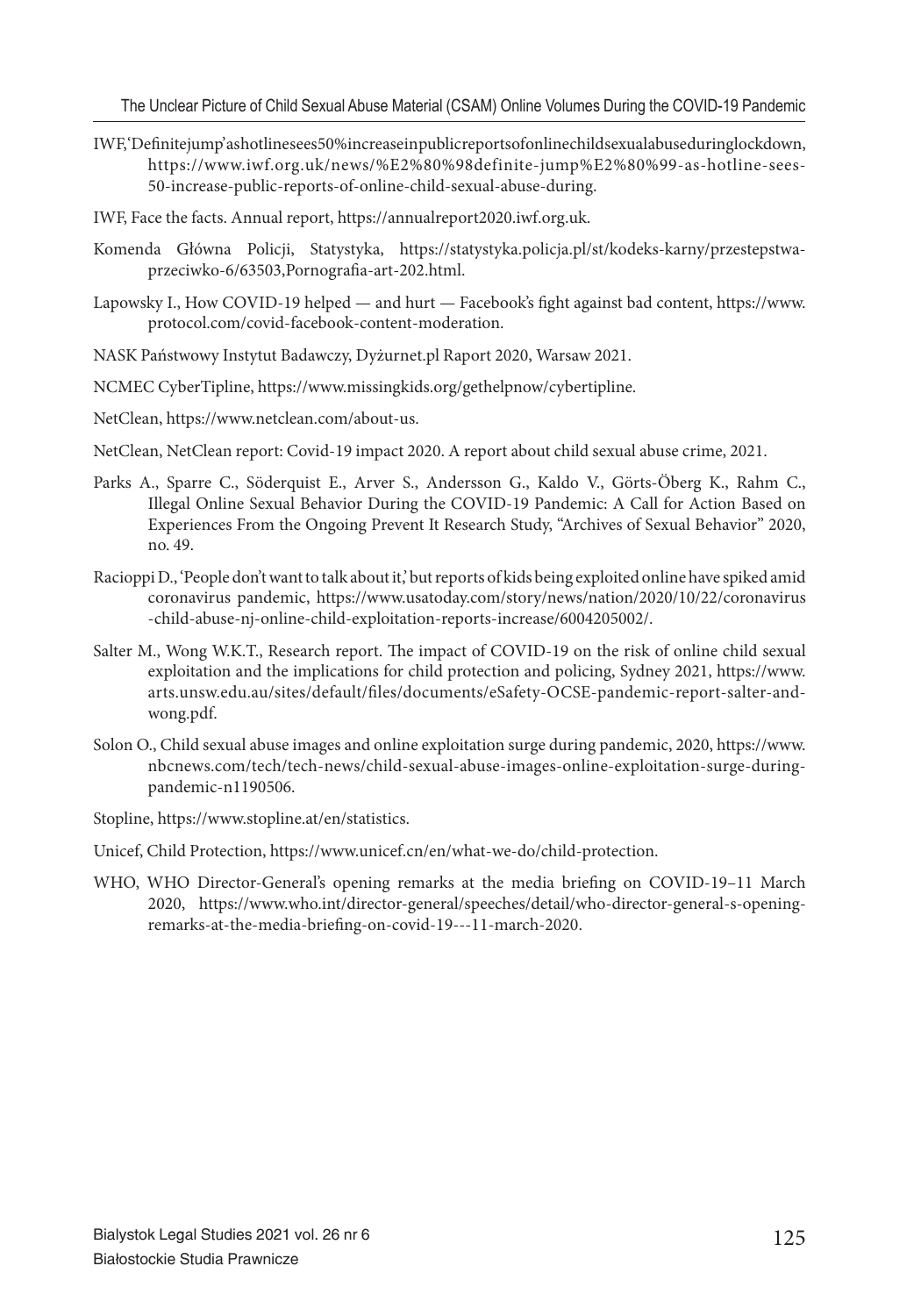IWF, 'Definite jump' as hotline sees 50% increase in public reports of online child sexual abuse during lockdown, https://www.iwf.org.uk/news/%E2%80%98definite-jump%E2%80%99-as-hotline-sees-50-increase-public-reports-of-online-child-sexual-abuse-during.

IWF, Face the facts. Annual report, https://annualreport2020.iwf.org.uk.

Komenda Główna Policji, Statystyka, https://statystyka.policja.pl/st/kodeks-karny/przestepstwa-przeciwko-6/63503,Pornografia-art-202.html.

Lapowsky I., How COVID-19 helped — and hurt — Facebook's fight against bad content, https://www.protocol.com/covid-facebook-content-moderation.

NASK Państwowy Instytut Badawczy, Dyżurnet.pl Raport 2020, Warsaw 2021.

NCMEC CyberTipline, https://www.missingkids.org/gethelpnow/cybertipline.

NetClean, https://www.netclean.com/about-us.

NetClean, NetClean report: Covid-19 impact 2020. A report about child sexual abuse crime, 2021.

Parks A., Sparre C., Söderquist E., Arver S., Andersson G., Kaldo V., Görts-Öberg K., Rahm C., Illegal Online Sexual Behavior During the COVID-19 Pandemic: A Call for Action Based on Experiences From the Ongoing Prevent It Research Study, "Archives of Sexual Behavior" 2020, no. 49.

Racioppi D., 'People don't want to talk about it,' but reports of kids being exploited online have spiked amid coronavirus pandemic, https://www.usatoday.com/story/news/nation/2020/10/22/coronavirus-child-abuse-nj-online-child-exploitation-reports-increase/6004205002/.

Salter M., Wong W.K.T., Research report. The impact of COVID-19 on the risk of online child sexual exploitation and the implications for child protection and policing, Sydney 2021, https://www.arts.unsw.edu.au/sites/default/files/documents/eSafety-OCSE-pandemic-report-salter-and-wong.pdf.

Solon O., Child sexual abuse images and online exploitation surge during pandemic, 2020, https://www.nbcnews.com/tech/tech-news/child-sexual-abuse-images-online-exploitation-surge-during-pandemic-n1190506.

Stopline, https://www.stopline.at/en/statistics.

Unicef, Child Protection, https://www.unicef.cn/en/what-we-do/child-protection.

WHO, WHO Director-General's opening remarks at the media briefing on COVID-19–11 March 2020, https://www.who.int/director-general/speeches/detail/who-director-general-s-opening-remarks-at-the-media-briefing-on-covid-19---11-march-2020.